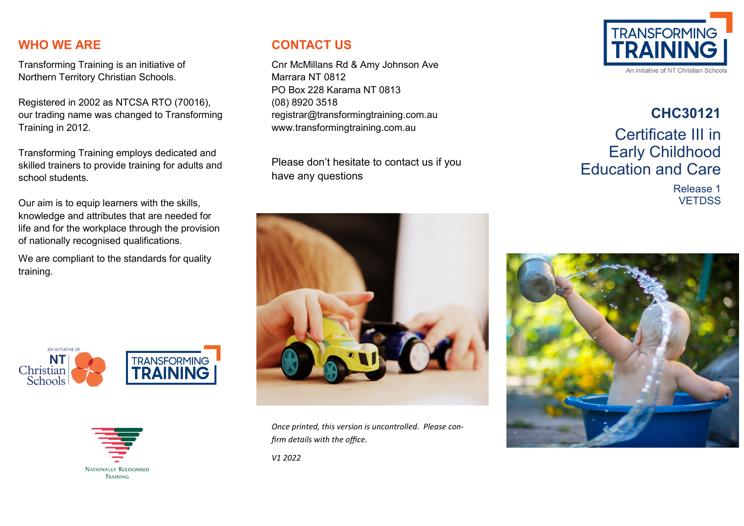## WHO WE ARE

Transforming Training is an initiative of Northern Territory Christian Schools.

Registered in 2002 as NTCSA RTO (70016), our trading name was changed to Transforming Training in 2012.

Transforming Training employs dedicated and skilled trainers to provide training for adults and school students.

Our aim is to equip learners with the skills, knowledge and attributes that are needed for life and for the workplace through the provision of nationally recognised qualifications.

We are compliant to the standards for quality training.

AN INITIATIVE OF NT Christian Schools

TRANSFORMING TRAINING

Nationally Recognised Training

## CONTACT US

Cnr McMillans Rd & Amy Johnson Ave
Marrara NT 0812
PO Box 228 Karama NT 0813
(08) 8920 3518
registrar@transformingtraining.com.au
www.transformingtraining.com.au

Please don't hesitate to contact us if you have any questions

*Once printed, this version is uncontrolled. Please confirm details with the office.*

*V1 2022*

TRANSFORMING TRAINING
An initiative of NT Christian Schools

# CHC30121

# Certificate III in Early Childhood Education and Care

Release 1
VETDSS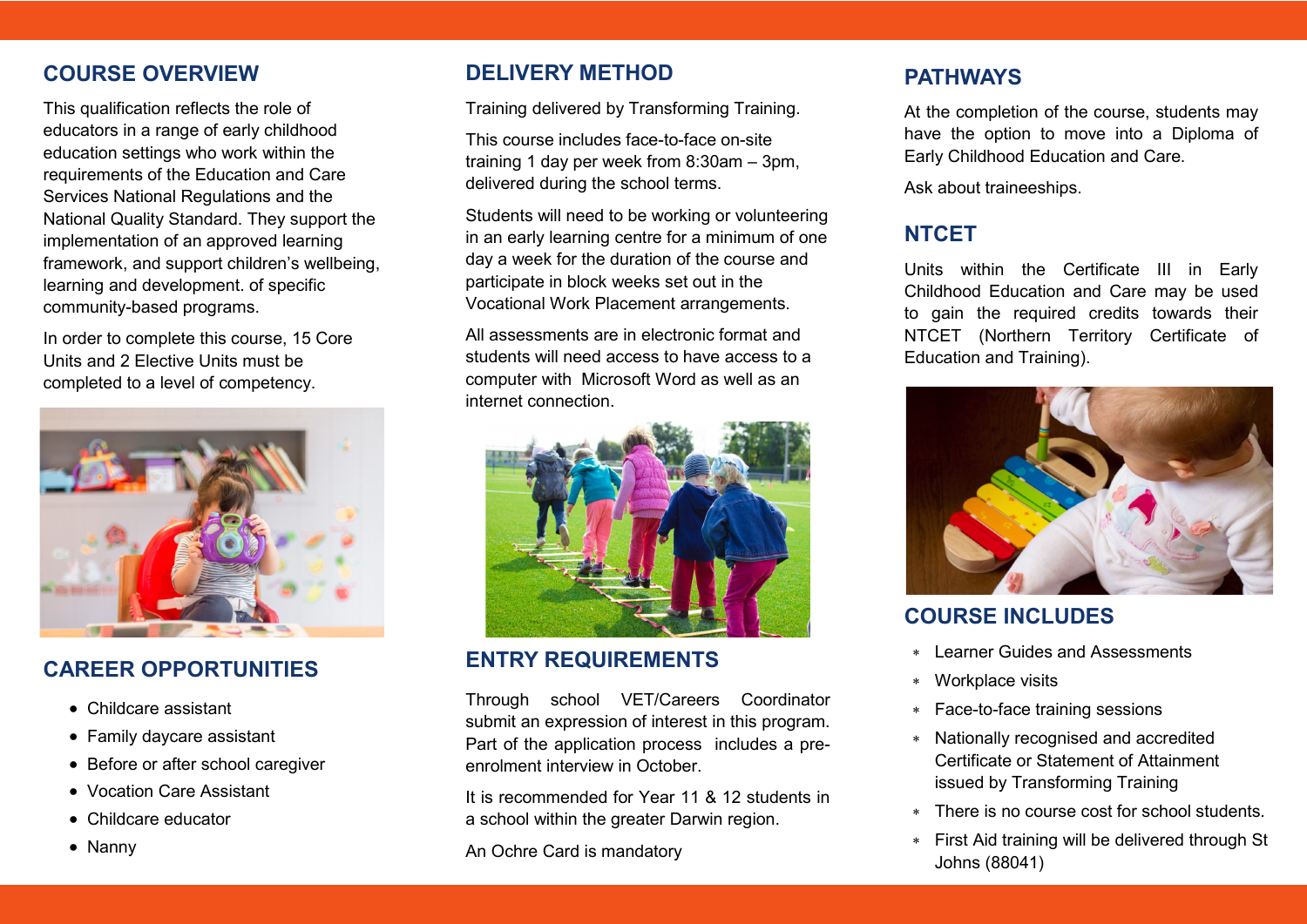## COURSE OVERVIEW

This qualification reflects the role of educators in a range of early childhood education settings who work within the requirements of the Education and Care Services National Regulations and the National Quality Standard. They support the implementation of an approved learning framework, and support children's wellbeing, learning and development. of specific community-based programs.

In order to complete this course, 15 Core Units and 2 Elective Units must be completed to a level of competency.

## CAREER OPPORTUNITIES

- Childcare assistant
- Family daycare assistant
- Before or after school caregiver
- Vocation Care Assistant
- Childcare educator
- Nanny

## DELIVERY METHOD

Training delivered by Transforming Training.

This course includes face-to-face on-site training 1 day per week from 8:30am – 3pm, delivered during the school terms.

Students will need to be working or volunteering in an early learning centre for a minimum of one day a week for the duration of the course and participate in block weeks set out in the Vocational Work Placement arrangements.

All assessments are in electronic format and students will need access to have access to a computer with Microsoft Word as well as an internet connection.

## ENTRY REQUIREMENTS

Through school VET/Careers Coordinator submit an expression of interest in this program. Part of the application process includes a pre-enrolment interview in October.

It is recommended for Year 11 & 12 students in a school within the greater Darwin region.

An Ochre Card is mandatory

## PATHWAYS

At the completion of the course, students may have the option to move into a Diploma of Early Childhood Education and Care.

Ask about traineeships.

## NTCET

Units within the Certificate III in Early Childhood Education and Care may be used to gain the required credits towards their NTCET (Northern Territory Certificate of Education and Training).

## COURSE INCLUDES

- Learner Guides and Assessments
- Workplace visits
- Face-to-face training sessions
- Nationally recognised and accredited Certificate or Statement of Attainment issued by Transforming Training
- There is no course cost for school students.
- First Aid training will be delivered through St Johns (88041)